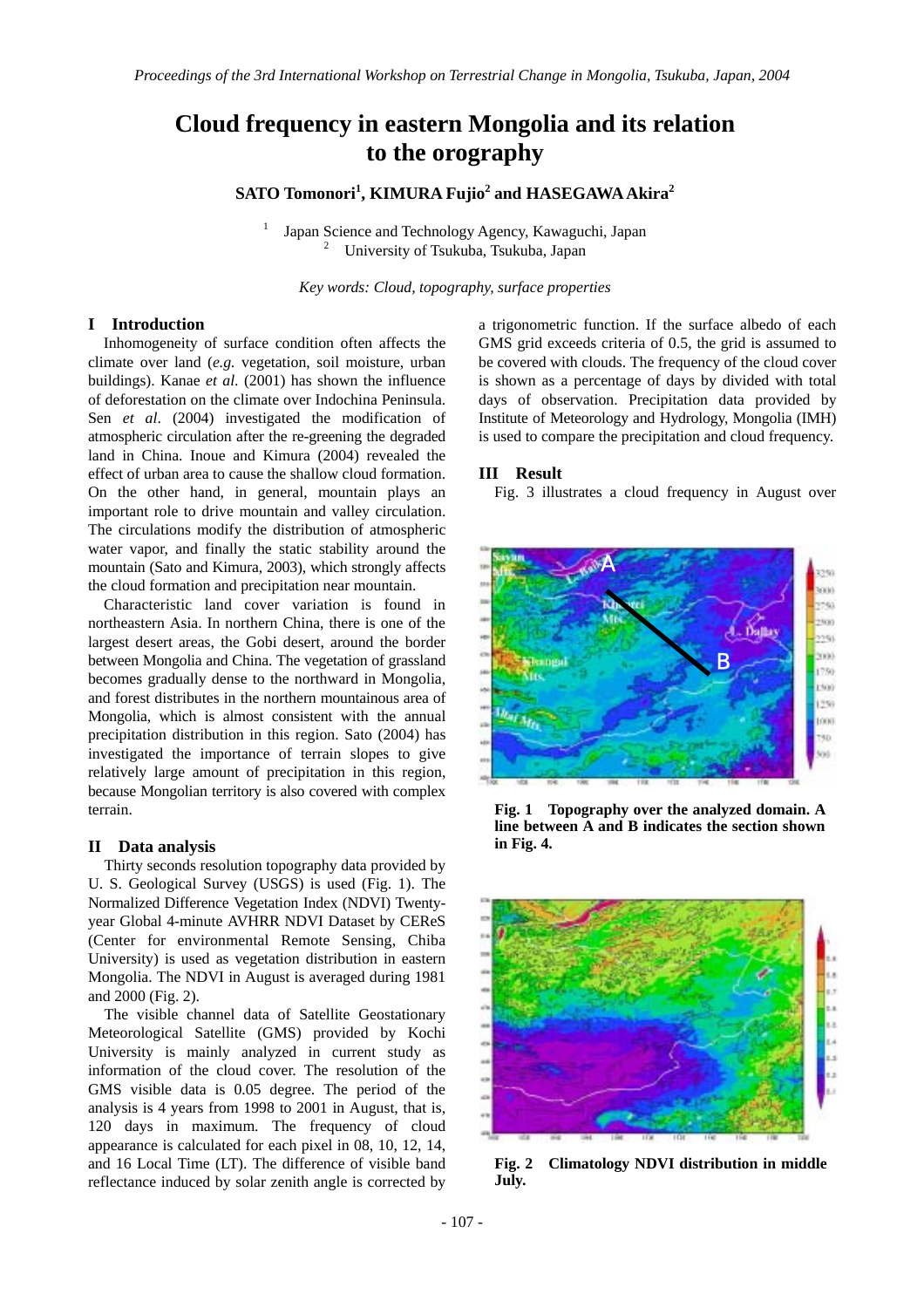# Cloud frequency in eastern Mongolia and its relation to the orography

**SATO Tomonori[1], KIMURA Fujio[2] and HASEGAWA Akira[2]**

[1] Japan Science and Technology Agency, Kawaguchi, Japan
[2] University of Tsukuba, Tsukuba, Japan

*Key words: Cloud, topography, surface properties*

## I Introduction

Inhomogeneity of surface condition often affects the climate over land (*e.g.* vegetation, soil moisture, urban buildings). Kanae *et al.* (2001) has shown the influence of deforestation on the climate over Indochina Peninsula. Sen *et al*. (2004) investigated the modification of atmospheric circulation after the re-greening the degraded land in China. Inoue and Kimura (2004) revealed the effect of urban area to cause the shallow cloud formation. On the other hand, in general, mountain plays an important role to drive mountain and valley circulation. The circulations modify the distribution of atmospheric water vapor, and finally the static stability around the mountain (Sato and Kimura, 2003), which strongly affects the cloud formation and precipitation near mountain.

Characteristic land cover variation is found in northeastern Asia. In northern China, there is one of the largest desert areas, the Gobi desert, around the border between Mongolia and China. The vegetation of grassland becomes gradually dense to the northward in Mongolia, and forest distributes in the northern mountainous area of Mongolia, which is almost consistent with the annual precipitation distribution in this region. Sato (2004) has investigated the importance of terrain slopes to give relatively large amount of precipitation in this region, because Mongolian territory is also covered with complex terrain.

## II Data analysis

Thirty seconds resolution topography data provided by U. S. Geological Survey (USGS) is used (Fig. 1). The Normalized Difference Vegetation Index (NDVI) Twenty-year Global 4-minute AVHRR NDVI Dataset by CEReS (Center for environmental Remote Sensing, Chiba University) is used as vegetation distribution in eastern Mongolia. The NDVI in August is averaged during 1981 and 2000 (Fig. 2).

The visible channel data of Satellite Geostationary Meteorological Satellite (GMS) provided by Kochi University is mainly analyzed in current study as information of the cloud cover. The resolution of the GMS visible data is 0.05 degree. The period of the analysis is 4 years from 1998 to 2001 in August, that is, 120 days in maximum. The frequency of cloud appearance is calculated for each pixel in 08, 10, 12, 14, and 16 Local Time (LT). The difference of visible band reflectance induced by solar zenith angle is corrected by a trigonometric function. If the surface albedo of each GMS grid exceeds criteria of 0.5, the grid is assumed to be covered with clouds. The frequency of the cloud cover is shown as a percentage of days by divided with total days of observation. Precipitation data provided by Institute of Meteorology and Hydrology, Mongolia (IMH) is used to compare the precipitation and cloud frequency.

## III Result

Fig. 3 illustrates a cloud frequency in August over

**Fig. 1 Topography over the analyzed domain. A line between A and B indicates the section shown in Fig. 4.**

**Fig. 2 Climatology NDVI distribution in middle July.**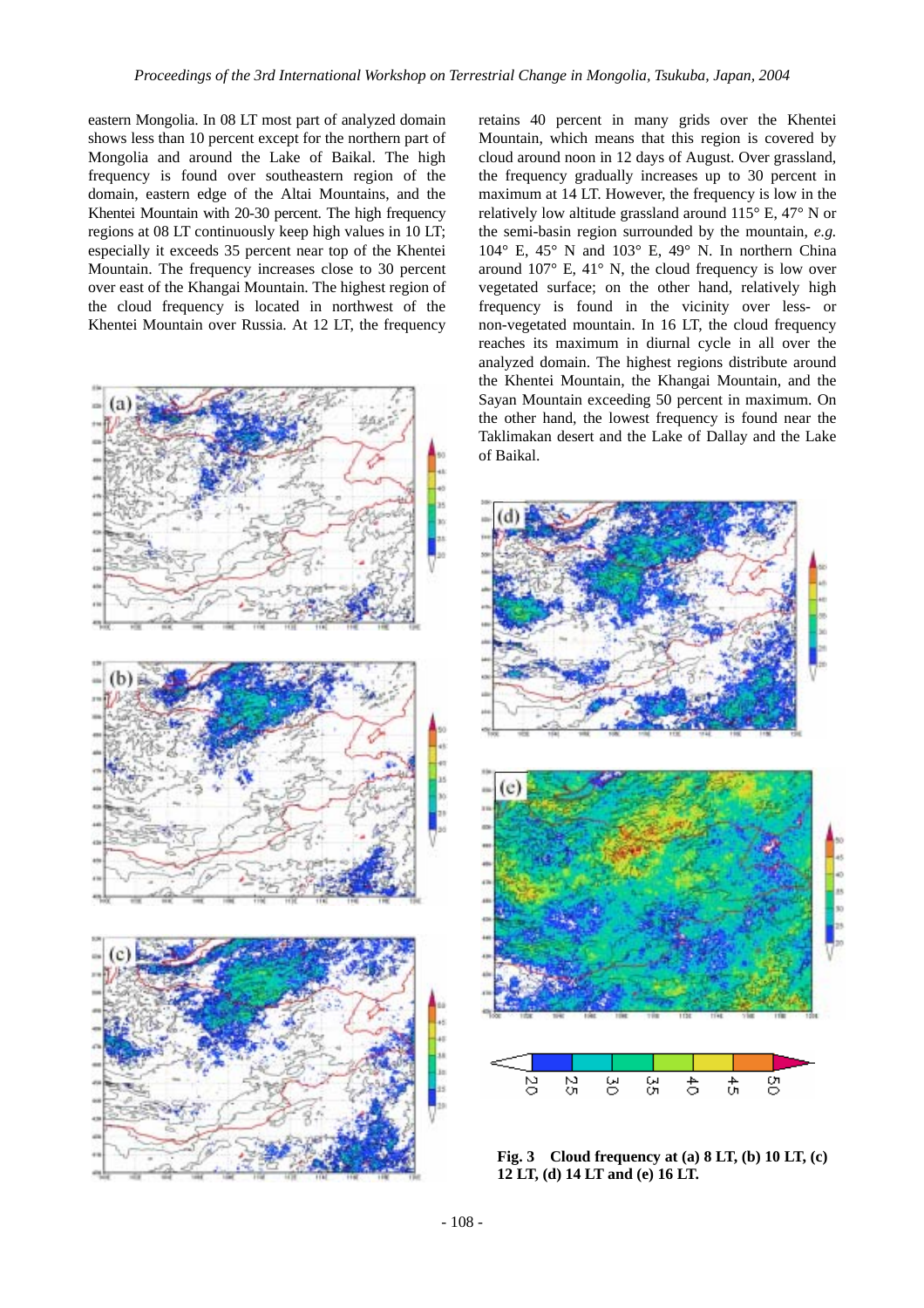eastern Mongolia. In 08 LT most part of analyzed domain shows less than 10 percent except for the northern part of Mongolia and around the Lake of Baikal. The high frequency is found over southeastern region of the domain, eastern edge of the Altai Mountains, and the Khentei Mountain with 20-30 percent. The high frequency regions at 08 LT continuously keep high values in 10 LT; especially it exceeds 35 percent near top of the Khentei Mountain. The frequency increases close to 30 percent over east of the Khangai Mountain. The highest region of the cloud frequency is located in northwest of the Khentei Mountain over Russia. At 12 LT, the frequency retains 40 percent in many grids over the Khentei Mountain, which means that this region is covered by cloud around noon in 12 days of August. Over grassland, the frequency gradually increases up to 30 percent in maximum at 14 LT. However, the frequency is low in the relatively low altitude grassland around 115° E, 47° N or the semi-basin region surrounded by the mountain, *e.g.* 104° E, 45° N and 103° E, 49° N. In northern China around 107° E, 41° N, the cloud frequency is low over vegetated surface; on the other hand, relatively high frequency is found in the vicinity over less- or non-vegetated mountain. In 16 LT, the cloud frequency reaches its maximum in diurnal cycle in all over the analyzed domain. The highest regions distribute around the Khentei Mountain, the Khangai Mountain, and the Sayan Mountain exceeding 50 percent in maximum. On the other hand, the lowest frequency is found near the Taklimakan desert and the Lake of Dallay and the Lake of Baikal.

**Fig. 3 Cloud frequency at (a) 8 LT, (b) 10 LT, (c) 12 LT, (d) 14 LT and (e) 16 LT.**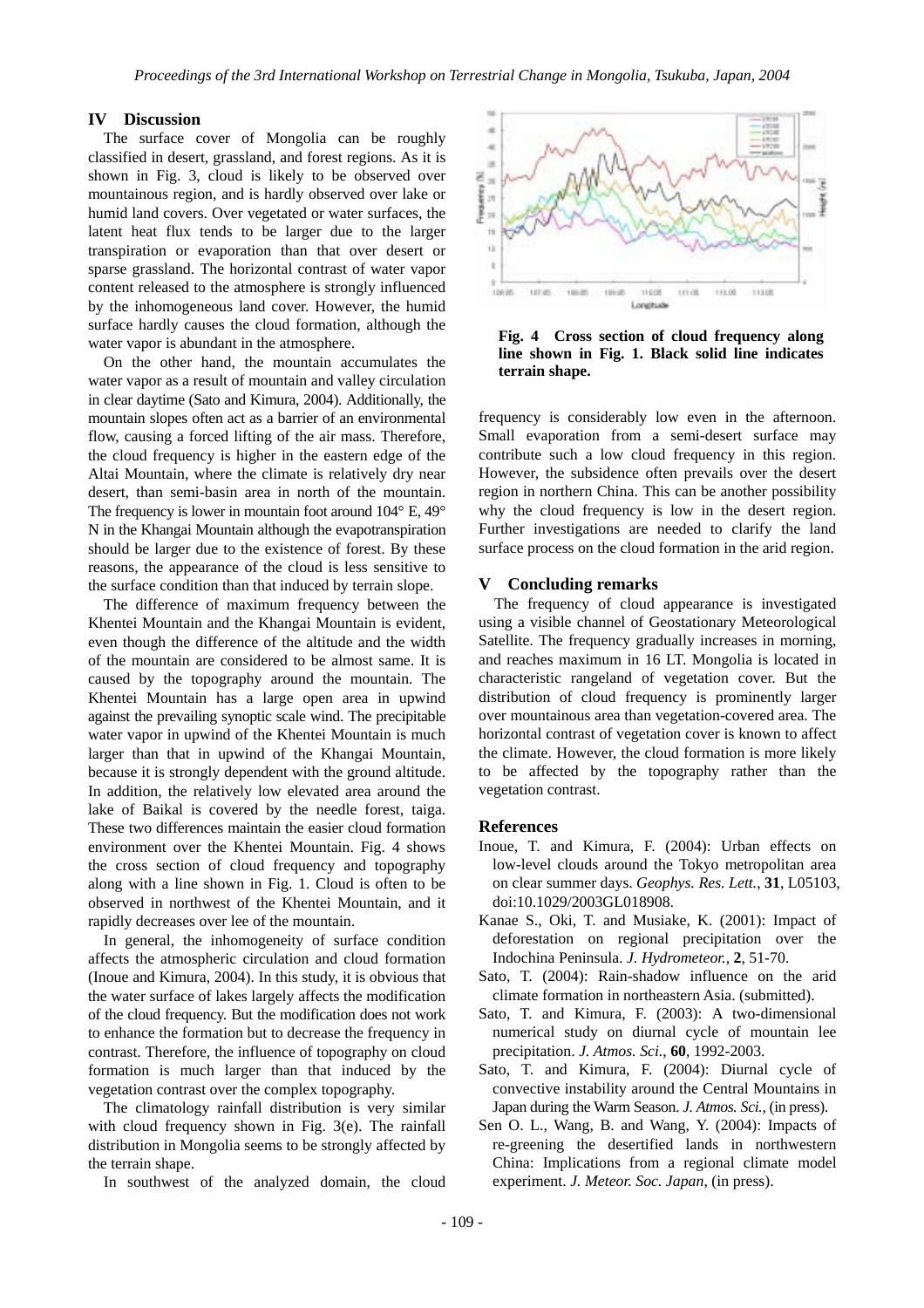## IV Discussion

The surface cover of Mongolia can be roughly classified in desert, grassland, and forest regions. As it is shown in Fig. 3, cloud is likely to be observed over mountainous region, and is hardly observed over lake or humid land covers. Over vegetated or water surfaces, the latent heat flux tends to be larger due to the larger transpiration or evaporation than that over desert or sparse grassland. The horizontal contrast of water vapor content released to the atmosphere is strongly influenced by the inhomogeneous land cover. However, the humid surface hardly causes the cloud formation, although the water vapor is abundant in the atmosphere.

On the other hand, the mountain accumulates the water vapor as a result of mountain and valley circulation in clear daytime (Sato and Kimura, 2004). Additionally, the mountain slopes often act as a barrier of an environmental flow, causing a forced lifting of the air mass. Therefore, the cloud frequency is higher in the eastern edge of the Altai Mountain, where the climate is relatively dry near desert, than semi-basin area in north of the mountain. The frequency is lower in mountain foot around 104° E, 49° N in the Khangai Mountain although the evapotranspiration should be larger due to the existence of forest. By these reasons, the appearance of the cloud is less sensitive to the surface condition than that induced by terrain slope.

The difference of maximum frequency between the Khentei Mountain and the Khangai Mountain is evident, even though the difference of the altitude and the width of the mountain are considered to be almost same. It is caused by the topography around the mountain. The Khentei Mountain has a large open area in upwind against the prevailing synoptic scale wind. The precipitable water vapor in upwind of the Khentei Mountain is much larger than that in upwind of the Khangai Mountain, because it is strongly dependent with the ground altitude. In addition, the relatively low elevated area around the lake of Baikal is covered by the needle forest, taiga. These two differences maintain the easier cloud formation environment over the Khentei Mountain. Fig. 4 shows the cross section of cloud frequency and topography along with a line shown in Fig. 1. Cloud is often to be observed in northwest of the Khentei Mountain, and it rapidly decreases over lee of the mountain.

In general, the inhomogeneity of surface condition affects the atmospheric circulation and cloud formation (Inoue and Kimura, 2004). In this study, it is obvious that the water surface of lakes largely affects the modification of the cloud frequency. But the modification does not work to enhance the formation but to decrease the frequency in contrast. Therefore, the influence of topography on cloud formation is much larger than that induced by the vegetation contrast over the complex topography.

The climatology rainfall distribution is very similar with cloud frequency shown in Fig. 3(e). The rainfall distribution in Mongolia seems to be strongly affected by the terrain shape.

In southwest of the analyzed domain, the cloud frequency is considerably low even in the afternoon. Small evaporation from a semi-desert surface may contribute such a low cloud frequency in this region. However, the subsidence often prevails over the desert region in northern China. This can be another possibility why the cloud frequency is low in the desert region. Further investigations are needed to clarify the land surface process on the cloud formation in the arid region.

**Fig. 4 Cross section of cloud frequency along line shown in Fig. 1. Black solid line indicates terrain shape.**

## V Concluding remarks

The frequency of cloud appearance is investigated using a visible channel of Geostationary Meteorological Satellite. The frequency gradually increases in morning, and reaches maximum in 16 LT. Mongolia is located in characteristic rangeland of vegetation cover. But the distribution of cloud frequency is prominently larger over mountainous area than vegetation-covered area. The horizontal contrast of vegetation cover is known to affect the climate. However, the cloud formation is more likely to be affected by the topography rather than the vegetation contrast.

## References

Inoue, T. and Kimura, F. (2004): Urban effects on low-level clouds around the Tokyo metropolitan area on clear summer days. *Geophys. Res. Lett.*, **31**, L05103, doi:10.1029/2003GL018908.

Kanae S., Oki, T. and Musiake, K. (2001): Impact of deforestation on regional precipitation over the Indochina Peninsula. *J. Hydrometeor.*, **2**, 51-70.

Sato, T. (2004): Rain-shadow influence on the arid climate formation in northeastern Asia. (submitted).

Sato, T. and Kimura, F. (2003): A two-dimensional numerical study on diurnal cycle of mountain lee precipitation. *J. Atmos. Sci.*, **60**, 1992-2003.

Sato, T. and Kimura, F. (2004): Diurnal cycle of convective instability around the Central Mountains in Japan during the Warm Season. *J. Atmos. Sci.*, (in press).

Sen O. L., Wang, B. and Wang, Y. (2004): Impacts of re-greening the desertified lands in northwestern China: Implications from a regional climate model experiment. *J. Meteor. Soc. Japan*, (in press).